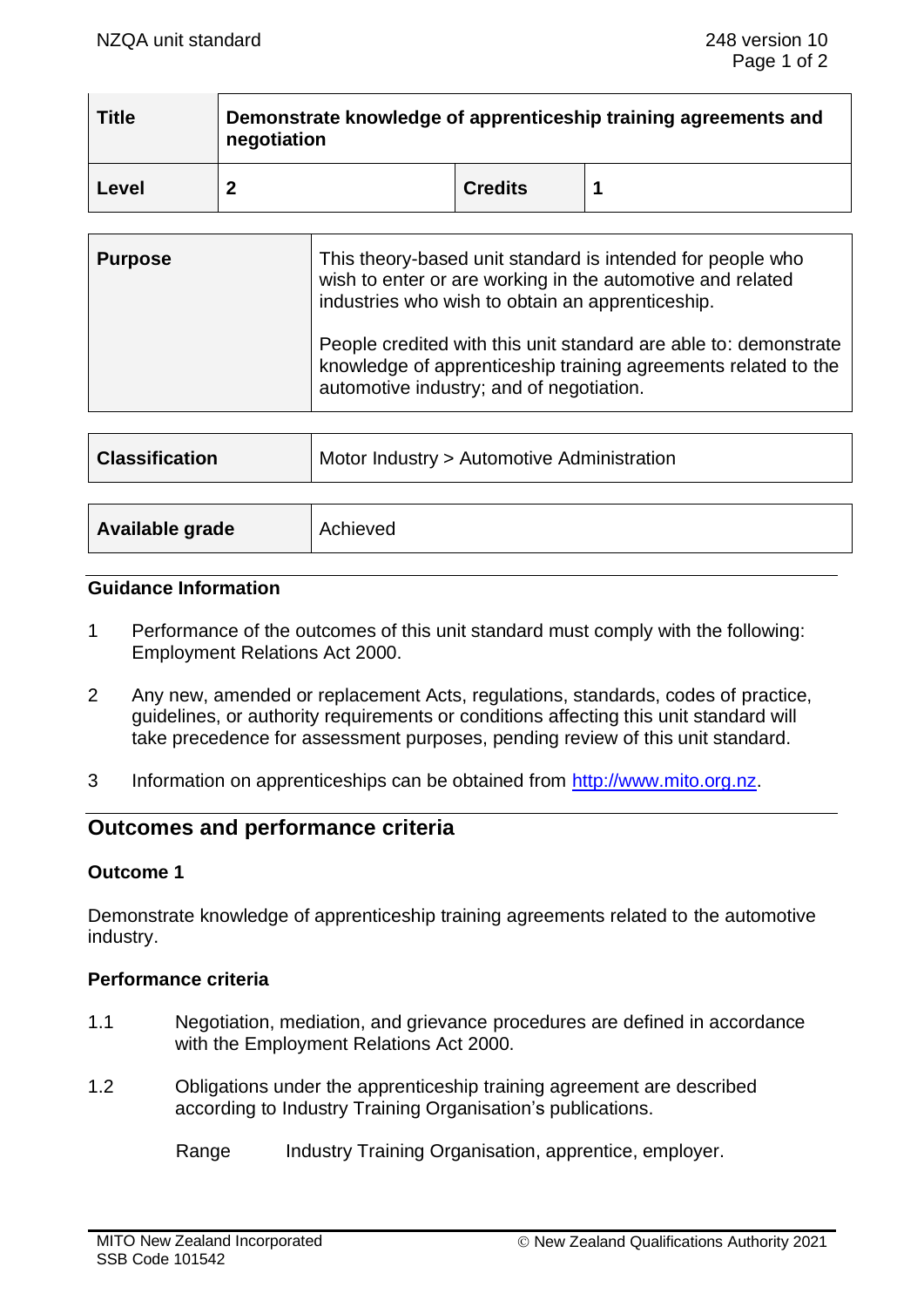| Title | Demonstrate knowledge of apprenticeship training agreements and negotiation | | |
|---|---|---|---|
| Level | 2 | Credits | 1 |

| Purpose | This theory-based unit standard is intended for people who wish to enter or are working in the automotive and related industries who wish to obtain an apprenticeship.<br><br>People credited with this unit standard are able to: demonstrate knowledge of apprenticeship training agreements related to the automotive industry; and of negotiation. |
|---|---|

| Classification | Motor Industry > Automotive Administration |
|---|---|

| Available grade | Achieved |
|---|---|

### Guidance Information

1 Performance of the outcomes of this unit standard must comply with the following: Employment Relations Act 2000.

2 Any new, amended or replacement Acts, regulations, standards, codes of practice, guidelines, or authority requirements or conditions affecting this unit standard will take precedence for assessment purposes, pending review of this unit standard.

3 Information on apprenticeships can be obtained from http://www.mito.org.nz.

## Outcomes and performance criteria

### Outcome 1

Demonstrate knowledge of apprenticeship training agreements related to the automotive industry.

### Performance criteria

1.1 Negotiation, mediation, and grievance procedures are defined in accordance with the Employment Relations Act 2000.

1.2 Obligations under the apprenticeship training agreement are described according to Industry Training Organisation's publications.

Range Industry Training Organisation, apprentice, employer.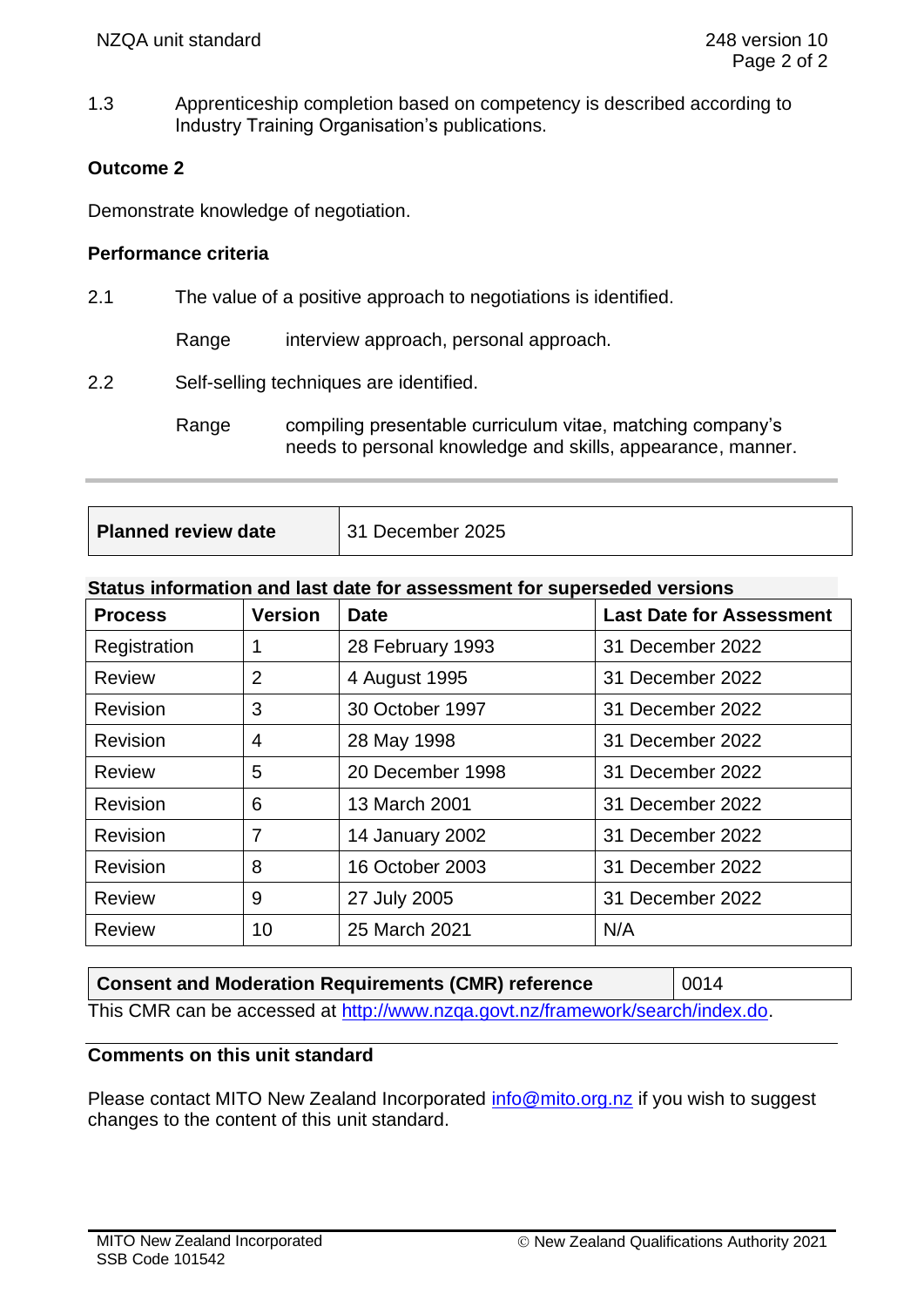1.3 Apprenticeship completion based on competency is described according to Industry Training Organisation's publications.

**Outcome 2**

Demonstrate knowledge of negotiation.

**Performance criteria**

2.1 The value of a positive approach to negotiations is identified.

Range interview approach, personal approach.

2.2 Self-selling techniques are identified.

Range compiling presentable curriculum vitae, matching company's needs to personal knowledge and skills, appearance, manner.

---

| **Planned review date** | 31 December 2025 |
|---|---|

**Status information and last date for assessment for superseded versions**

| Process | Version | Date | Last Date for Assessment |
|---|---|---|---|
| Registration | 1 | 28 February 1993 | 31 December 2022 |
| Review | 2 | 4 August 1995 | 31 December 2022 |
| Revision | 3 | 30 October 1997 | 31 December 2022 |
| Revision | 4 | 28 May 1998 | 31 December 2022 |
| Review | 5 | 20 December 1998 | 31 December 2022 |
| Revision | 6 | 13 March 2001 | 31 December 2022 |
| Revision | 7 | 14 January 2002 | 31 December 2022 |
| Revision | 8 | 16 October 2003 | 31 December 2022 |
| Review | 9 | 27 July 2005 | 31 December 2022 |
| Review | 10 | 25 March 2021 | N/A |

| **Consent and Moderation Requirements (CMR) reference** | 0014 |
|---|---|

This CMR can be accessed at http://www.nzqa.govt.nz/framework/search/index.do.

**Comments on this unit standard**

Please contact MITO New Zealand Incorporated info@mito.org.nz if you wish to suggest changes to the content of this unit standard.